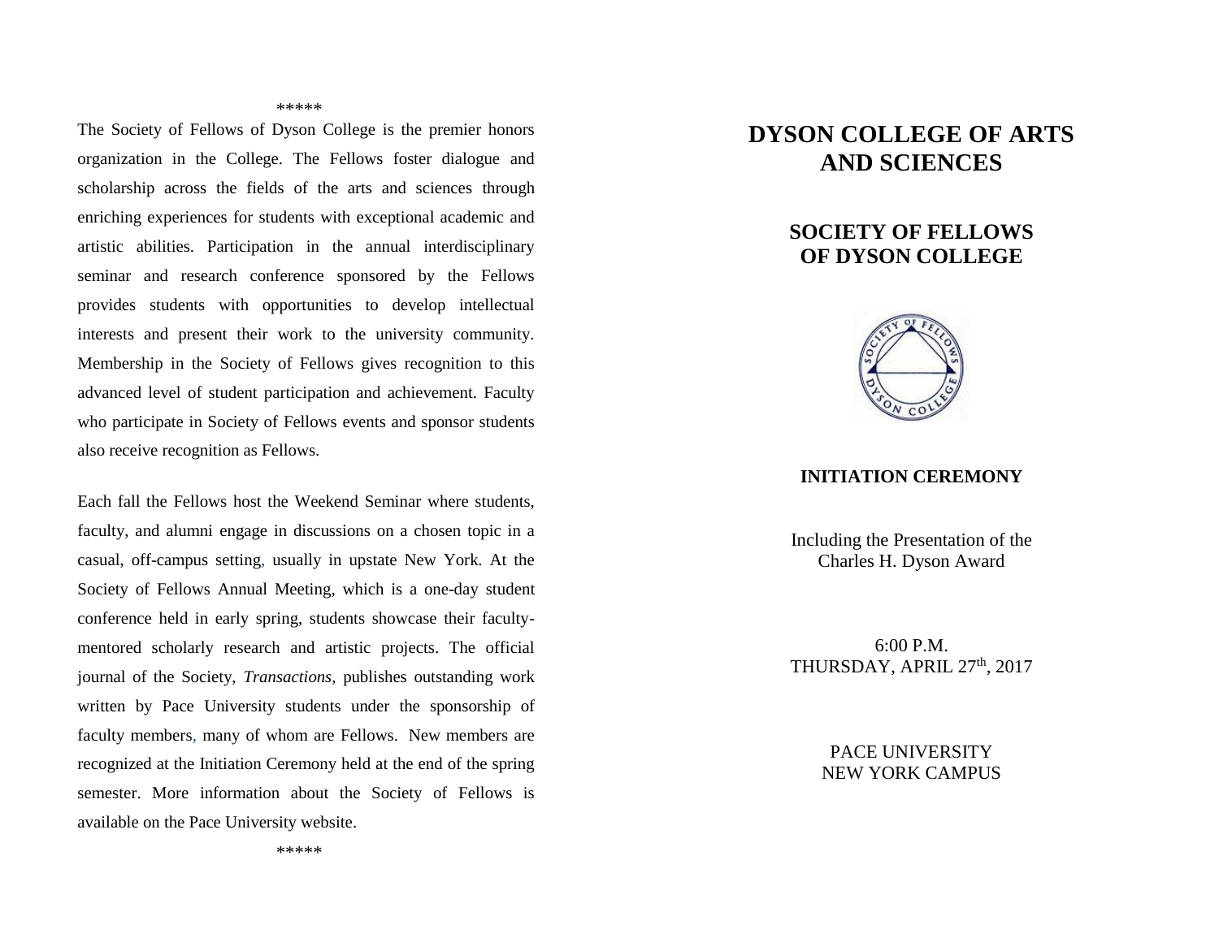\*\*\*\*\*

The Society of Fellows of Dyson College is the premier honors organization in the College. The Fellows foster dialogue and scholarship across the fields of the arts and sciences through enriching experiences for students with exceptional academic and artistic abilities. Participation in the annual interdisciplinary seminar and research conference sponsored by the Fellows provides students with opportunities to develop intellectual interests and present their work to the university community. Membership in the Society of Fellows gives recognition to this advanced level of student participation and achievement. Faculty who participate in Society of Fellows events and sponsor students also receive recognition as Fellows.

Each fall the Fellows host the Weekend Seminar where students, faculty, and alumni engage in discussions on a chosen topic in a casual, off-campus setting, usually in upstate New York. At the Society of Fellows Annual Meeting, which is a one-day student conference held in early spring, students showcase their faculty-mentored scholarly research and artistic projects. The official journal of the Society, *Transactions*, publishes outstanding work written by Pace University students under the sponsorship of faculty members, many of whom are Fellows. New members are recognized at the Initiation Ceremony held at the end of the spring semester. More information about the Society of Fellows is available on the Pace University website.

\*\*\*\*\*

# DYSON COLLEGE OF ARTS AND SCIENCES

## SOCIETY OF FELLOWS OF DYSON COLLEGE

SOCIETY OF FELLOWS DYSON COLLEGE

### INITIATION CEREMONY

Including the Presentation of the Charles H. Dyson Award

6:00 P.M.
THURSDAY, APRIL 27th, 2017

PACE UNIVERSITY
NEW YORK CAMPUS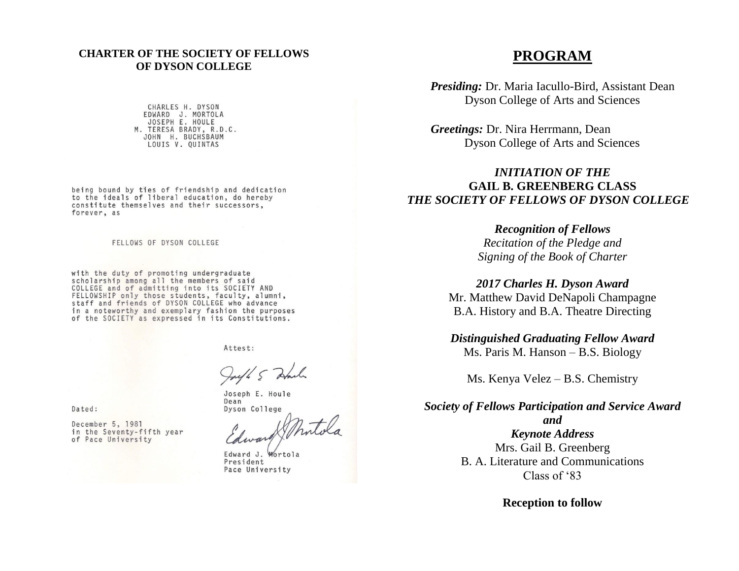**CHARTER OF THE SOCIETY OF FELLOWS OF DYSON COLLEGE**

CHARLES H. DYSON
EDWARD J. MORTOLA
JOSEPH E. HOULE
M. TERESA BRADY, R.D.C.
JOHN H. BUCHSBAUM
LOUIS V. QUINTAS

being bound by ties of friendship and dedication to the ideals of liberal education, do hereby constitute themselves and their successors, forever, as

FELLOWS OF DYSON COLLEGE

with the duty of promoting undergraduate scholarship among all the members of said COLLEGE and of admitting into its SOCIETY AND FELLOWSHIP only those students, faculty, alumni, staff and friends of DYSON COLLEGE who advance in a noteworthy and exemplary fashion the purposes of the SOCIETY as expressed in its Constitutions.

Attest:

Joseph E. Houle
Dean
Dyson College

Dated:

December 5, 1981
in the Seventy-fifth year
of Pace University

Edward J. Mortola
President
Pace University

# PROGRAM

***Presiding:*** Dr. Maria Iacullo-Bird, Assistant Dean
Dyson College of Arts and Sciences

***Greetings:*** Dr. Nira Herrmann, Dean
Dyson College of Arts and Sciences

***INITIATION OF THE***
**GAIL B. GREENBERG CLASS**
***THE SOCIETY OF FELLOWS OF DYSON COLLEGE***

***Recognition of Fellows***
*Recitation of the Pledge and*
*Signing of the Book of Charter*

***2017 Charles H. Dyson Award***
Mr. Matthew David DeNapoli Champagne
B.A. History and B.A. Theatre Directing

***Distinguished Graduating Fellow Award***
Ms. Paris M. Hanson – B.S. Biology

Ms. Kenya Velez – B.S. Chemistry

***Society of Fellows Participation and Service Award***
***and***
***Keynote Address***
Mrs. Gail B. Greenberg
B. A. Literature and Communications
Class of '83

**Reception to follow**